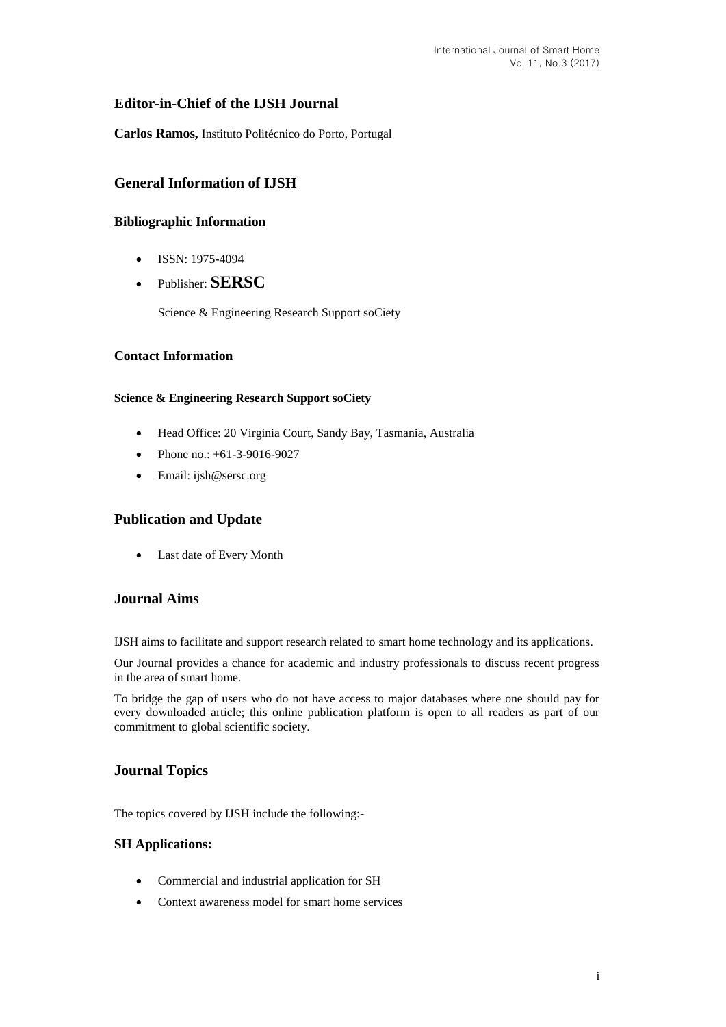## Editor-in-Chief of the IJSH Journal

**Carlos Ramos,** Instituto Politécnico do Porto, Portugal

## General Information of IJSH

### Bibliographic Information

- ISSN: 1975-4094
- Publisher: **SERSC**

  Science & Engineering Research Support soCiety

### Contact Information

#### Science & Engineering Research Support soCiety

- Head Office: 20 Virginia Court, Sandy Bay, Tasmania, Australia
- Phone no.: +61-3-9016-9027
- Email: ijsh@sersc.org

## Publication and Update

- Last date of Every Month

## Journal Aims

IJSH aims to facilitate and support research related to smart home technology and its applications.

Our Journal provides a chance for academic and industry professionals to discuss recent progress in the area of smart home.

To bridge the gap of users who do not have access to major databases where one should pay for every downloaded article; this online publication platform is open to all readers as part of our commitment to global scientific society.

## Journal Topics

The topics covered by IJSH include the following:-

### SH Applications:

- Commercial and industrial application for SH
- Context awareness model for smart home services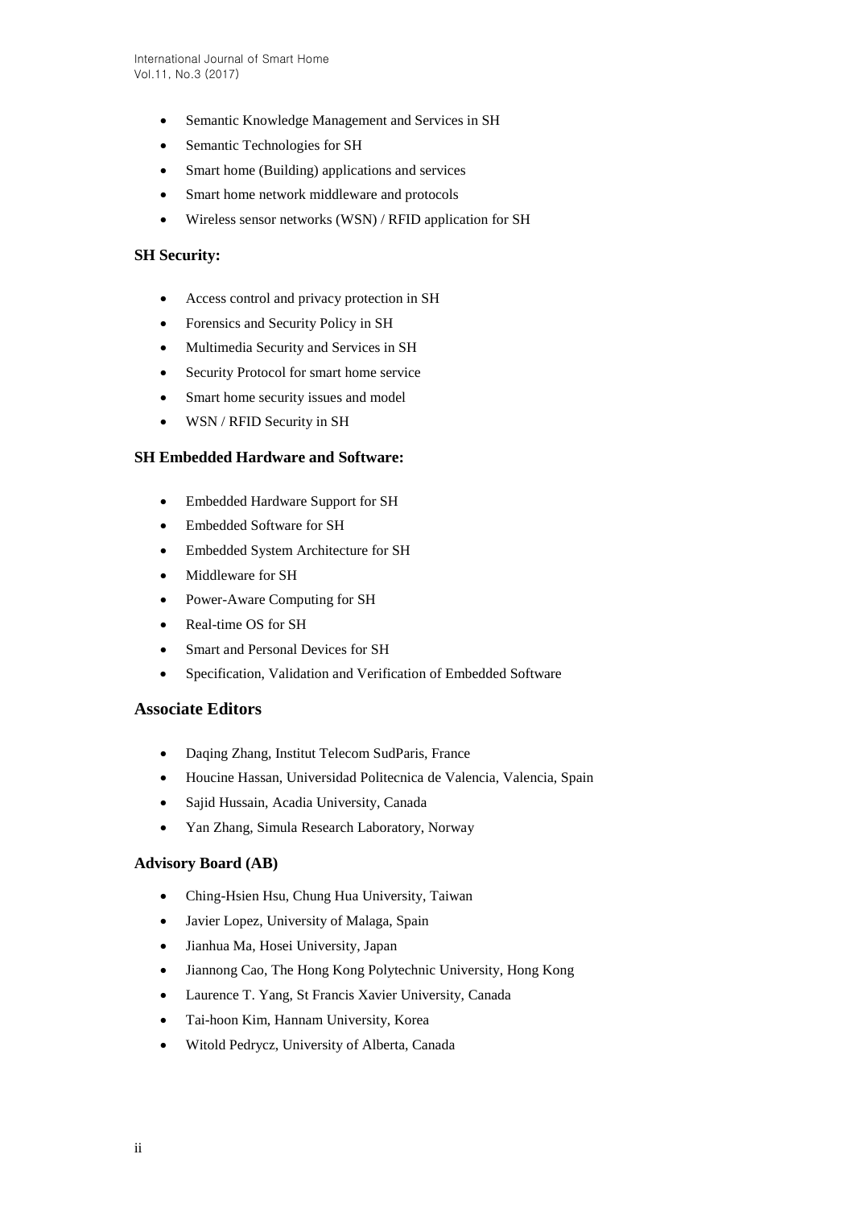- Semantic Knowledge Management and Services in SH
- Semantic Technologies for SH
- Smart home (Building) applications and services
- Smart home network middleware and protocols
- Wireless sensor networks (WSN) / RFID application for SH

**SH Security:**

- Access control and privacy protection in SH
- Forensics and Security Policy in SH
- Multimedia Security and Services in SH
- Security Protocol for smart home service
- Smart home security issues and model
- WSN / RFID Security in SH

**SH Embedded Hardware and Software:**

- Embedded Hardware Support for SH
- Embedded Software for SH
- Embedded System Architecture for SH
- Middleware for SH
- Power-Aware Computing for SH
- Real-time OS for SH
- Smart and Personal Devices for SH
- Specification, Validation and Verification of Embedded Software

## Associate Editors

- Daqing Zhang, Institut Telecom SudParis, France
- Houcine Hassan, Universidad Politecnica de Valencia, Valencia, Spain
- Sajid Hussain, Acadia University, Canada
- Yan Zhang, Simula Research Laboratory, Norway

### Advisory Board (AB)

- Ching-Hsien Hsu, Chung Hua University, Taiwan
- Javier Lopez, University of Malaga, Spain
- Jianhua Ma, Hosei University, Japan
- Jiannong Cao, The Hong Kong Polytechnic University, Hong Kong
- Laurence T. Yang, St Francis Xavier University, Canada
- Tai-hoon Kim, Hannam University, Korea
- Witold Pedrycz, University of Alberta, Canada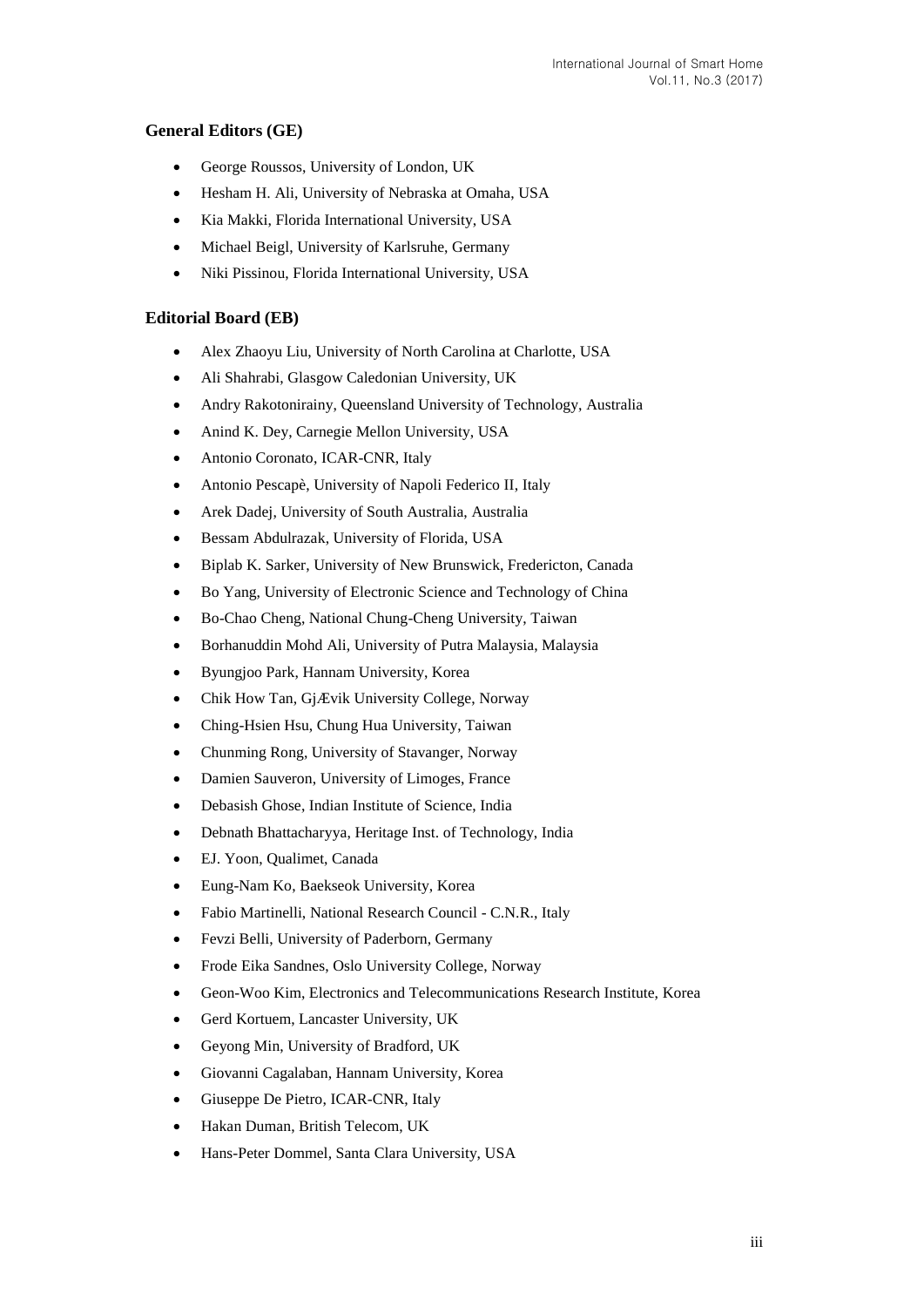### General Editors (GE)

- George Roussos, University of London, UK
- Hesham H. Ali, University of Nebraska at Omaha, USA
- Kia Makki, Florida International University, USA
- Michael Beigl, University of Karlsruhe, Germany
- Niki Pissinou, Florida International University, USA

### Editorial Board (EB)

- Alex Zhaoyu Liu, University of North Carolina at Charlotte, USA
- Ali Shahrabi, Glasgow Caledonian University, UK
- Andry Rakotonirainy, Queensland University of Technology, Australia
- Anind K. Dey, Carnegie Mellon University, USA
- Antonio Coronato, ICAR-CNR, Italy
- Antonio Pescapè, University of Napoli Federico II, Italy
- Arek Dadej, University of South Australia, Australia
- Bessam Abdulrazak, University of Florida, USA
- Biplab K. Sarker, University of New Brunswick, Fredericton, Canada
- Bo Yang, University of Electronic Science and Technology of China
- Bo-Chao Cheng, National Chung-Cheng University, Taiwan
- Borhanuddin Mohd Ali, University of Putra Malaysia, Malaysia
- Byungjoo Park, Hannam University, Korea
- Chik How Tan, GjÆvik University College, Norway
- Ching-Hsien Hsu, Chung Hua University, Taiwan
- Chunming Rong, University of Stavanger, Norway
- Damien Sauveron, University of Limoges, France
- Debasish Ghose, Indian Institute of Science, India
- Debnath Bhattacharyya, Heritage Inst. of Technology, India
- EJ. Yoon, Qualimet, Canada
- Eung-Nam Ko, Baekseok University, Korea
- Fabio Martinelli, National Research Council - C.N.R., Italy
- Fevzi Belli, University of Paderborn, Germany
- Frode Eika Sandnes, Oslo University College, Norway
- Geon-Woo Kim, Electronics and Telecommunications Research Institute, Korea
- Gerd Kortuem, Lancaster University, UK
- Geyong Min, University of Bradford, UK
- Giovanni Cagalaban, Hannam University, Korea
- Giuseppe De Pietro, ICAR-CNR, Italy
- Hakan Duman, British Telecom, UK
- Hans-Peter Dommel, Santa Clara University, USA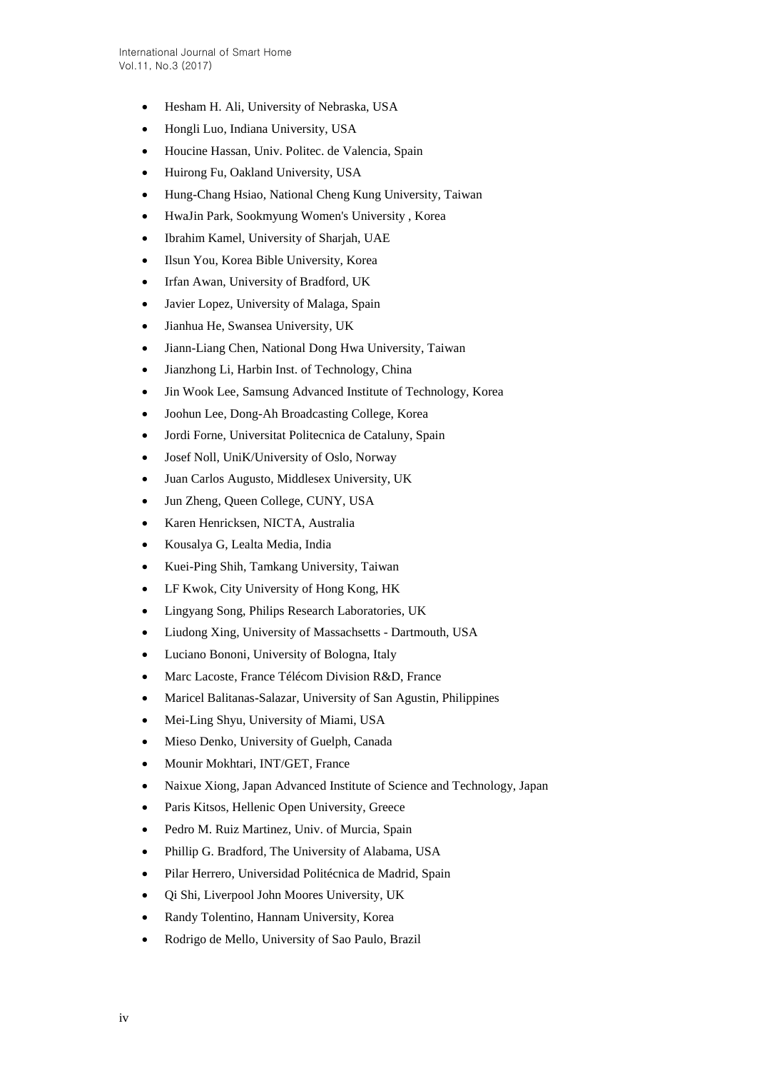- Hesham H. Ali, University of Nebraska, USA
- Hongli Luo, Indiana University, USA
- Houcine Hassan, Univ. Politec. de Valencia, Spain
- Huirong Fu, Oakland University, USA
- Hung-Chang Hsiao, National Cheng Kung University, Taiwan
- HwaJin Park, Sookmyung Women's University , Korea
- Ibrahim Kamel, University of Sharjah, UAE
- Ilsun You, Korea Bible University, Korea
- Irfan Awan, University of Bradford, UK
- Javier Lopez, University of Malaga, Spain
- Jianhua He, Swansea University, UK
- Jiann-Liang Chen, National Dong Hwa University, Taiwan
- Jianzhong Li, Harbin Inst. of Technology, China
- Jin Wook Lee, Samsung Advanced Institute of Technology, Korea
- Joohun Lee, Dong-Ah Broadcasting College, Korea
- Jordi Forne, Universitat Politecnica de Cataluny, Spain
- Josef Noll, UniK/University of Oslo, Norway
- Juan Carlos Augusto, Middlesex University, UK
- Jun Zheng, Queen College, CUNY, USA
- Karen Henricksen, NICTA, Australia
- Kousalya G, Lealta Media, India
- Kuei-Ping Shih, Tamkang University, Taiwan
- LF Kwok, City University of Hong Kong, HK
- Lingyang Song, Philips Research Laboratories, UK
- Liudong Xing, University of Massachsetts - Dartmouth, USA
- Luciano Bononi, University of Bologna, Italy
- Marc Lacoste, France Télécom Division R&D, France
- Maricel Balitanas-Salazar, University of San Agustin, Philippines
- Mei-Ling Shyu, University of Miami, USA
- Mieso Denko, University of Guelph, Canada
- Mounir Mokhtari, INT/GET, France
- Naixue Xiong, Japan Advanced Institute of Science and Technology, Japan
- Paris Kitsos, Hellenic Open University, Greece
- Pedro M. Ruiz Martinez, Univ. of Murcia, Spain
- Phillip G. Bradford, The University of Alabama, USA
- Pilar Herrero, Universidad Politécnica de Madrid, Spain
- Qi Shi, Liverpool John Moores University, UK
- Randy Tolentino, Hannam University, Korea
- Rodrigo de Mello, University of Sao Paulo, Brazil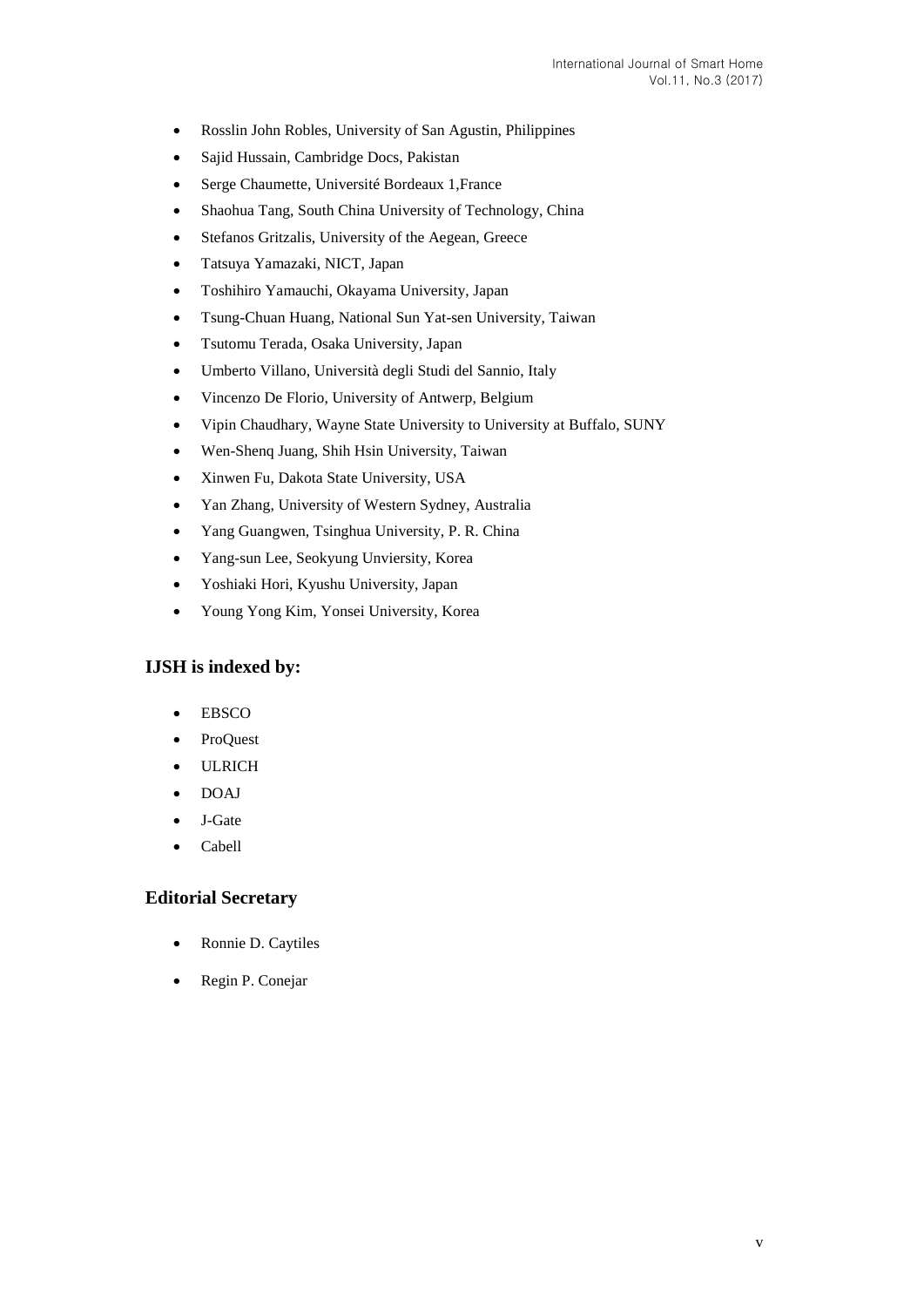- Rosslin John Robles, University of San Agustin, Philippines
- Sajid Hussain, Cambridge Docs, Pakistan
- Serge Chaumette, Université Bordeaux 1,France
- Shaohua Tang, South China University of Technology, China
- Stefanos Gritzalis, University of the Aegean, Greece
- Tatsuya Yamazaki, NICT, Japan
- Toshihiro Yamauchi, Okayama University, Japan
- Tsung-Chuan Huang, National Sun Yat-sen University, Taiwan
- Tsutomu Terada, Osaka University, Japan
- Umberto Villano, Università degli Studi del Sannio, Italy
- Vincenzo De Florio, University of Antwerp, Belgium
- Vipin Chaudhary, Wayne State University to University at Buffalo, SUNY
- Wen-Shenq Juang, Shih Hsin University, Taiwan
- Xinwen Fu, Dakota State University, USA
- Yan Zhang, University of Western Sydney, Australia
- Yang Guangwen, Tsinghua University, P. R. China
- Yang-sun Lee, Seokyung Unviersity, Korea
- Yoshiaki Hori, Kyushu University, Japan
- Young Yong Kim, Yonsei University, Korea

## IJSH is indexed by:

- EBSCO
- ProQuest
- ULRICH
- DOAJ
- J-Gate
- Cabell

## Editorial Secretary

- Ronnie D. Caytiles
- Regin P. Conejar